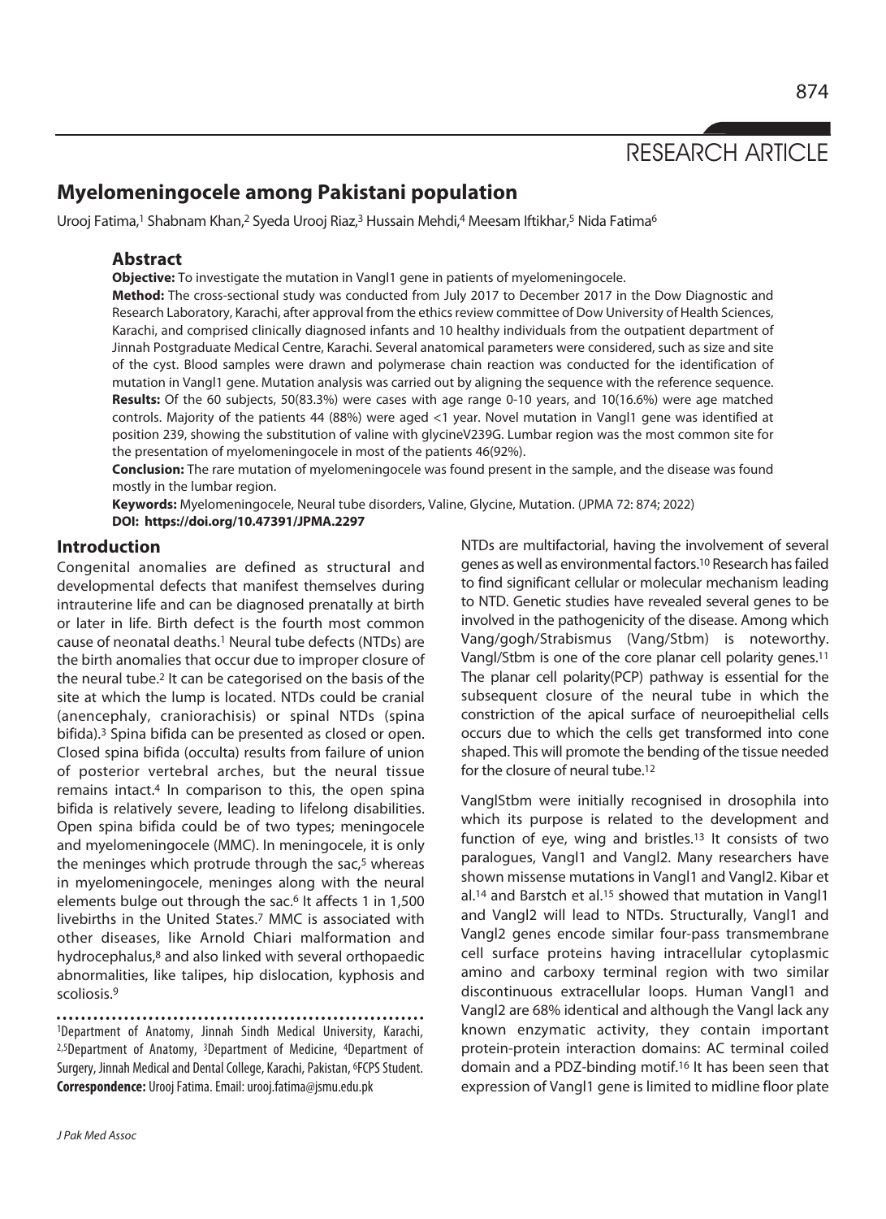RESEARCH ARTICLE

# Myelomeningocele among Pakistani population

Urooj Fatima,[1] Shabnam Khan,[2] Syeda Urooj Riaz,[3] Hussain Mehdi,[4] Meesam Iftikhar,[5] Nida Fatima[6]

## Abstract

**Objective:** To investigate the mutation in Vangl1 gene in patients of myelomeningocele.

**Method:** The cross-sectional study was conducted from July 2017 to December 2017 in the Dow Diagnostic and Research Laboratory, Karachi, after approval from the ethics review committee of Dow University of Health Sciences, Karachi, and comprised clinically diagnosed infants and 10 healthy individuals from the outpatient department of Jinnah Postgraduate Medical Centre, Karachi. Several anatomical parameters were considered, such as size and site of the cyst. Blood samples were drawn and polymerase chain reaction was conducted for the identification of mutation in Vangl1 gene. Mutation analysis was carried out by aligning the sequence with the reference sequence.

**Results:** Of the 60 subjects, 50(83.3%) were cases with age range 0-10 years, and 10(16.6%) were age matched controls. Majority of the patients 44 (88%) were aged <1 year. Novel mutation in Vangl1 gene was identified at position 239, showing the substitution of valine with glycineV239G. Lumbar region was the most common site for the presentation of myelomeningocele in most of the patients 46(92%).

**Conclusion:** The rare mutation of myelomeningocele was found present in the sample, and the disease was found mostly in the lumbar region.

**Keywords:** Myelomeningocele, Neural tube disorders, Valine, Glycine, Mutation. (JPMA 72: 874; 2022)

**DOI: https://doi.org/10.47391/JPMA.2297**

## Introduction

Congenital anomalies are defined as structural and developmental defects that manifest themselves during intrauterine life and can be diagnosed prenatally at birth or later in life. Birth defect is the fourth most common cause of neonatal deaths.[1] Neural tube defects (NTDs) are the birth anomalies that occur due to improper closure of the neural tube.[2] It can be categorised on the basis of the site at which the lump is located. NTDs could be cranial (anencephaly, craniorachisis) or spinal NTDs (spina bifida).[3] Spina bifida can be presented as closed or open. Closed spina bifida (occulta) results from failure of union of posterior vertebral arches, but the neural tissue remains intact.[4] In comparison to this, the open spina bifida is relatively severe, leading to lifelong disabilities. Open spina bifida could be of two types; meningocele and myelomeningocele (MMC). In meningocele, it is only the meninges which protrude through the sac,[5] whereas in myelomeningocele, meninges along with the neural elements bulge out through the sac.[6] It affects 1 in 1,500 livebirths in the United States.[7] MMC is associated with other diseases, like Arnold Chiari malformation and hydrocephalus,[8] and also linked with several orthopaedic abnormalities, like talipes, hip dislocation, kyphosis and scoliosis.[9]

NTDs are multifactorial, having the involvement of several genes as well as environmental factors.[10] Research has failed to find significant cellular or molecular mechanism leading to NTD. Genetic studies have revealed several genes to be involved in the pathogenicity of the disease. Among which Vang/gogh/Strabismus (Vang/Stbm) is noteworthy. Vangl/Stbm is one of the core planar cell polarity genes.[11] The planar cell polarity(PCP) pathway is essential for the subsequent closure of the neural tube in which the constriction of the apical surface of neuroepithelial cells occurs due to which the cells get transformed into cone shaped. This will promote the bending of the tissue needed for the closure of neural tube.[12]

VanglStbm were initially recognised in drosophila into which its purpose is related to the development and function of eye, wing and bristles.[13] It consists of two paralogues, Vangl1 and Vangl2. Many researchers have shown missense mutations in Vangl1 and Vangl2. Kibar et al.[14] and Barstch et al.[15] showed that mutation in Vangl1 and Vangl2 genes will lead to NTDs. Structurally, Vangl1 and Vangl2 genes encode similar four-pass transmembrane cell surface proteins having intracellular cytoplasmic amino and carboxy terminal region with two similar discontinuous extracellular loops. Human Vangl1 and Vangl2 are 68% identical and although the Vangl lack any known enzymatic activity, they contain important protein-protein interaction domains: AC terminal coiled domain and a PDZ-binding motif.[16] It has been seen that expression of Vangl1 gene is limited to midline floor plate

[1]Department of Anatomy, Jinnah Sindh Medical University, Karachi, [2,5]Department of Anatomy, [3]Department of Medicine, [4]Department of Surgery, Jinnah Medical and Dental College, Karachi, Pakistan, [6]FCPS Student.

**Correspondence:** Urooj Fatima. Email: urooj.fatima@jsmu.edu.pk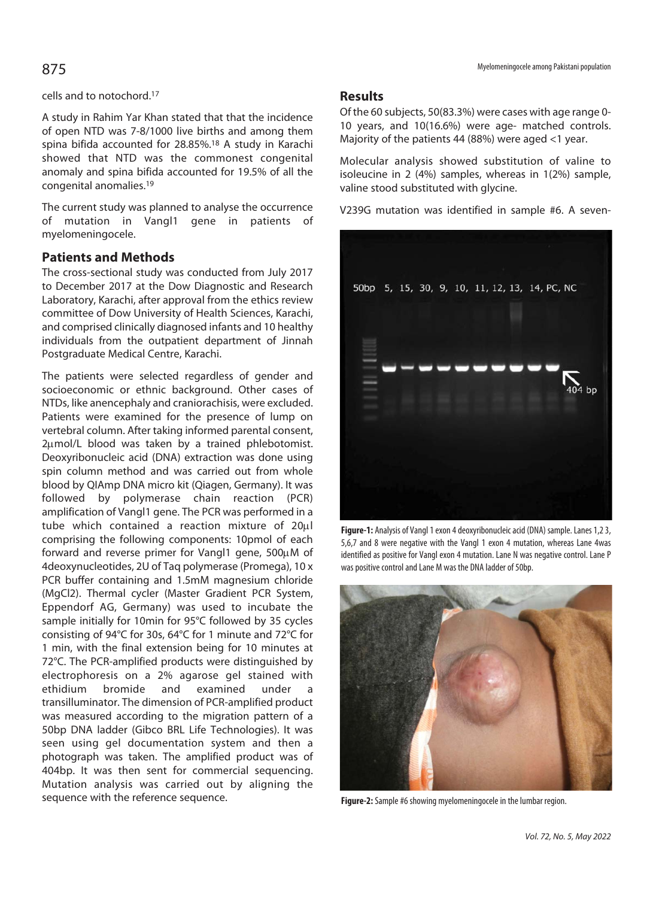cells and to notochord.[17]

A study in Rahim Yar Khan stated that that the incidence of open NTD was 7-8/1000 live births and among them spina bifida accounted for 28.85%.[18] A study in Karachi showed that NTD was the commonest congenital anomaly and spina bifida accounted for 19.5% of all the congenital anomalies.[19]

The current study was planned to analyse the occurrence of mutation in Vangl1 gene in patients of myelomeningocele.

## Patients and Methods

The cross-sectional study was conducted from July 2017 to December 2017 at the Dow Diagnostic and Research Laboratory, Karachi, after approval from the ethics review committee of Dow University of Health Sciences, Karachi, and comprised clinically diagnosed infants and 10 healthy individuals from the outpatient department of Jinnah Postgraduate Medical Centre, Karachi.

The patients were selected regardless of gender and socioeconomic or ethnic background. Other cases of NTDs, like anencephaly and craniorachisis, were excluded. Patients were examined for the presence of lump on vertebral column. After taking informed parental consent, 2µmol/L blood was taken by a trained phlebotomist. Deoxyribonucleic acid (DNA) extraction was done using spin column method and was carried out from whole blood by QIAmp DNA micro kit (Qiagen, Germany). It was followed by polymerase chain reaction (PCR) amplification of Vangl1 gene. The PCR was performed in a tube which contained a reaction mixture of 20µl comprising the following components: 10pmol of each forward and reverse primer for Vangl1 gene, 500µM of 4deoxynucleotides, 2U of Taq polymerase (Promega), 10 x PCR buffer containing and 1.5mM magnesium chloride ($MgCl_2$). Thermal cycler (Master Gradient PCR System, Eppendorf AG, Germany) was used to incubate the sample initially for 10min for 95°C followed by 35 cycles consisting of 94°C for 30s, 64°C for 1 minute and 72°C for 1 min, with the final extension being for 10 minutes at 72°C. The PCR-amplified products were distinguished by electrophoresis on a 2% agarose gel stained with ethidium bromide and examined under a transilluminator. The dimension of PCR-amplified product was measured according to the migration pattern of a 50bp DNA ladder (Gibco BRL Life Technologies). It was seen using gel documentation system and then a photograph was taken. The amplified product was of 404bp. It was then sent for commercial sequencing. Mutation analysis was carried out by aligning the sequence with the reference sequence.

## Results

Of the 60 subjects, 50(83.3%) were cases with age range 0-10 years, and 10(16.6%) were age- matched controls. Majority of the patients 44 (88%) were aged <1 year.

Molecular analysis showed substitution of valine to isoleucine in 2 (4%) samples, whereas in 1(2%) sample, valine stood substituted with glycine.

V239G mutation was identified in sample #6. A seven-

**Figure-1:** Analysis of Vangl 1 exon 4 deoxyribonucleic acid (DNA) sample. Lanes 1,2 3, 5,6,7 and 8 were negative with the Vangl 1 exon 4 mutation, whereas Lane 4was identified as positive for Vangl exon 4 mutation. Lane N was negative control. Lane P was positive control and Lane M was the DNA ladder of 50bp.

**Figure-2:** Sample #6 showing myelomeningocele in the lumbar region.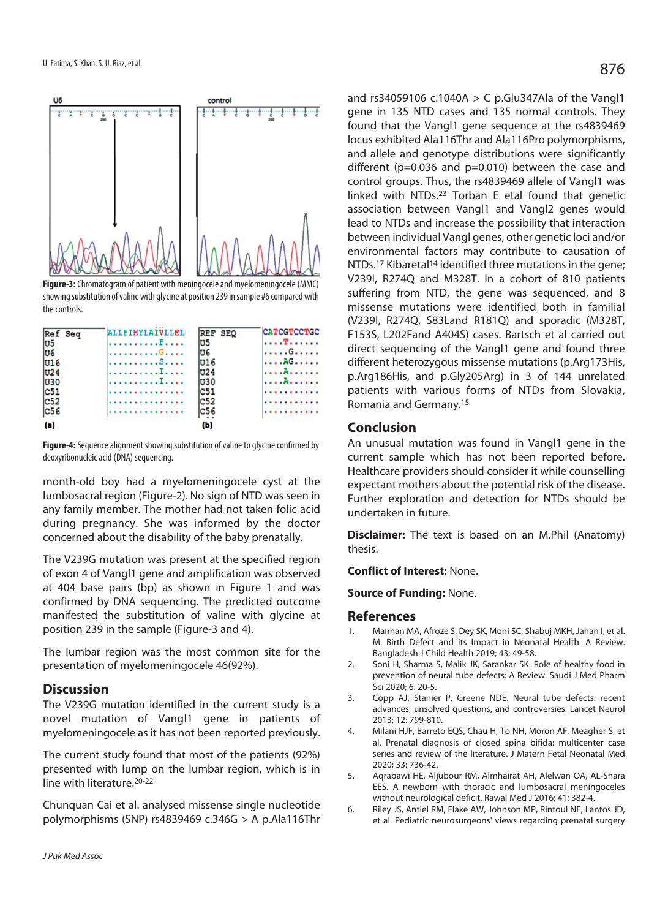Figure-3: Chromatogram of patient with meningocele and myelomeningocele (MMC) showing substitution of valine with glycine at position 239 in sample #6 compared with the controls.

Figure-4: Sequence alignment showing substitution of valine to glycine confirmed by deoxyribonucleic acid (DNA) sequencing.

month-old boy had a myelomeningocele cyst at the lumbosacral region (Figure-2). No sign of NTD was seen in any family member. The mother had not taken folic acid during pregnancy. She was informed by the doctor concerned about the disability of the baby prenatally.

The V239G mutation was present at the specified region of exon 4 of Vangl1 gene and amplification was observed at 404 base pairs (bp) as shown in Figure 1 and was confirmed by DNA sequencing. The predicted outcome manifested the substitution of valine with glycine at position 239 in the sample (Figure-3 and 4).

The lumbar region was the most common site for the presentation of myelomeningocele 46(92%).

## Discussion

The V239G mutation identified in the current study is a novel mutation of Vangl1 gene in patients of myelomeningocele as it has not been reported previously.

The current study found that most of the patients (92%) presented with lump on the lumbar region, which is in line with literature.[20-22]

Chunquan Cai et al. analysed missense single nucleotide polymorphisms (SNP) rs4839469 c.346G > A p.Ala116Thr and rs34059106 c.1040A > C p.Glu347Ala of the Vangl1 gene in 135 NTD cases and 135 normal controls. They found that the Vangl1 gene sequence at the rs4839469 locus exhibited Ala116Thr and Ala116Pro polymorphisms, and allele and genotype distributions were significantly different (p=0.036 and p=0.010) between the case and control groups. Thus, the rs4839469 allele of Vangl1 was linked with NTDs.[23] Torban E etal found that genetic association between Vangl1 and Vangl2 genes would lead to NTDs and increase the possibility that interaction between individual Vangl genes, other genetic loci and/or environmental factors may contribute to causation of NTDs.[17] Kibaretal[14] identified three mutations in the gene; V239I, R274Q and M328T. In a cohort of 810 patients suffering from NTD, the gene was sequenced, and 8 missense mutations were identified both in familial (V239I, R274Q, S83Land R181Q) and sporadic (M328T, F153S, L202Fand A404S) cases. Bartsch et al carried out direct sequencing of the Vangl1 gene and found three different heterozygous missense mutations (p.Arg173His, p.Arg186His, and p.Gly205Arg) in 3 of 144 unrelated patients with various forms of NTDs from Slovakia, Romania and Germany.[15]

## Conclusion

An unusual mutation was found in Vangl1 gene in the current sample which has not been reported before. Healthcare providers should consider it while counselling expectant mothers about the potential risk of the disease. Further exploration and detection for NTDs should be undertaken in future.

**Disclaimer:** The text is based on an M.Phil (Anatomy) thesis.

**Conflict of Interest:** None.

**Source of Funding:** None.

## References

1. Mannan MA, Afroze S, Dey SK, Moni SC, Shabuj MKH, Jahan I, et al. M. Birth Defect and its Impact in Neonatal Health: A Review. Bangladesh J Child Health 2019; 43: 49-58.
2. Soni H, Sharma S, Malik JK, Sarankar SK. Role of healthy food in prevention of neural tube defects: A Review. Saudi J Med Pharm Sci 2020; 6: 20-5.
3. Copp AJ, Stanier P, Greene NDE. Neural tube defects: recent advances, unsolved questions, and controversies. Lancet Neurol 2013; 12: 799-810.
4. Milani HJF, Barreto EQS, Chau H, To NH, Moron AF, Meagher S, et al. Prenatal diagnosis of closed spina bifida: multicenter case series and review of the literature. J Matern Fetal Neonatal Med 2020; 33: 736-42.
5. Aqrabawi HE, Aljubour RM, Almhairat AH, Alelwan OA, AL-Shara EES. A newborn with thoracic and lumbosacral meningoceles without neurological deficit. Rawal Med J 2016; 41: 382-4.
6. Riley JS, Antiel RM, Flake AW, Johnson MP, Rintoul NE, Lantos JD, et al. Pediatric neurosurgeons' views regarding prenatal surgery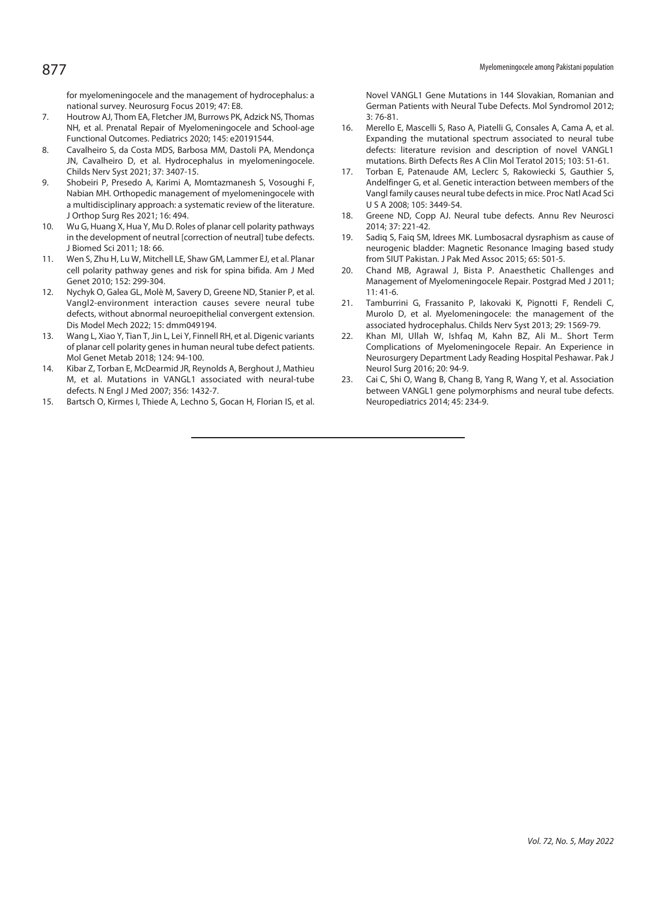for myelomeningocele and the management of hydrocephalus: a national survey. Neurosurg Focus 2019; 47: E8.

7. Houtrow AJ, Thom EA, Fletcher JM, Burrows PK, Adzick NS, Thomas NH, et al. Prenatal Repair of Myelomeningocele and School-age Functional Outcomes. Pediatrics 2020; 145: e20191544.
8. Cavalheiro S, da Costa MDS, Barbosa MM, Dastoli PA, Mendonça JN, Cavalheiro D, et al. Hydrocephalus in myelomeningocele. Childs Nerv Syst 2021; 37: 3407-15.
9. Shobeiri P, Presedo A, Karimi A, Momtazmanesh S, Vosoughi F, Nabian MH. Orthopedic management of myelomeningocele with a multidisciplinary approach: a systematic review of the literature. J Orthop Surg Res 2021; 16: 494.
10. Wu G, Huang X, Hua Y, Mu D. Roles of planar cell polarity pathways in the development of neutral [correction of neutral] tube defects. J Biomed Sci 2011; 18: 66.
11. Wen S, Zhu H, Lu W, Mitchell LE, Shaw GM, Lammer EJ, et al. Planar cell polarity pathway genes and risk for spina bifida. Am J Med Genet 2010; 152: 299-304.
12. Nychyk O, Galea GL, Molè M, Savery D, Greene ND, Stanier P, et al. Vangl2-environment interaction causes severe neural tube defects, without abnormal neuroepithelial convergent extension. Dis Model Mech 2022; 15: dmm049194.
13. Wang L, Xiao Y, Tian T, Jin L, Lei Y, Finnell RH, et al. Digenic variants of planar cell polarity genes in human neural tube defect patients. Mol Genet Metab 2018; 124: 94-100.
14. Kibar Z, Torban E, McDearmid JR, Reynolds A, Berghout J, Mathieu M, et al. Mutations in VANGL1 associated with neural-tube defects. N Engl J Med 2007; 356: 1432-7.
15. Bartsch O, Kirmes I, Thiede A, Lechno S, Gocan H, Florian IS, et al. Novel VANGL1 Gene Mutations in 144 Slovakian, Romanian and German Patients with Neural Tube Defects. Mol Syndromol 2012; 3: 76-81.
16. Merello E, Mascelli S, Raso A, Piatelli G, Consales A, Cama A, et al. Expanding the mutational spectrum associated to neural tube defects: literature revision and description of novel VANGL1 mutations. Birth Defects Res A Clin Mol Teratol 2015; 103: 51-61.
17. Torban E, Patenaude AM, Leclerc S, Rakowiecki S, Gauthier S, Andelfinger G, et al. Genetic interaction between members of the Vangl family causes neural tube defects in mice. Proc Natl Acad Sci U S A 2008; 105: 3449-54.
18. Greene ND, Copp AJ. Neural tube defects. Annu Rev Neurosci 2014; 37: 221-42.
19. Sadiq S, Faiq SM, Idrees MK. Lumbosacral dysraphism as cause of neurogenic bladder: Magnetic Resonance Imaging based study from SIUT Pakistan. J Pak Med Assoc 2015; 65: 501-5.
20. Chand MB, Agrawal J, Bista P. Anaesthetic Challenges and Management of Myelomeningocele Repair. Postgrad Med J 2011; 11: 41-6.
21. Tamburrini G, Frassanito P, Iakovaki K, Pignotti F, Rendeli C, Murolo D, et al. Myelomeningocele: the management of the associated hydrocephalus. Childs Nerv Syst 2013; 29: 1569-79.
22. Khan MI, Ullah W, Ishfaq M, Kahn BZ, Ali M.. Short Term Complications of Myelomeningocele Repair. An Experience in Neurosurgery Department Lady Reading Hospital Peshawar. Pak J Neurol Surg 2016; 20: 94-9.
23. Cai C, Shi O, Wang B, Chang B, Yang R, Wang Y, et al. Association between VANGL1 gene polymorphisms and neural tube defects. Neuropediatrics 2014; 45: 234-9.